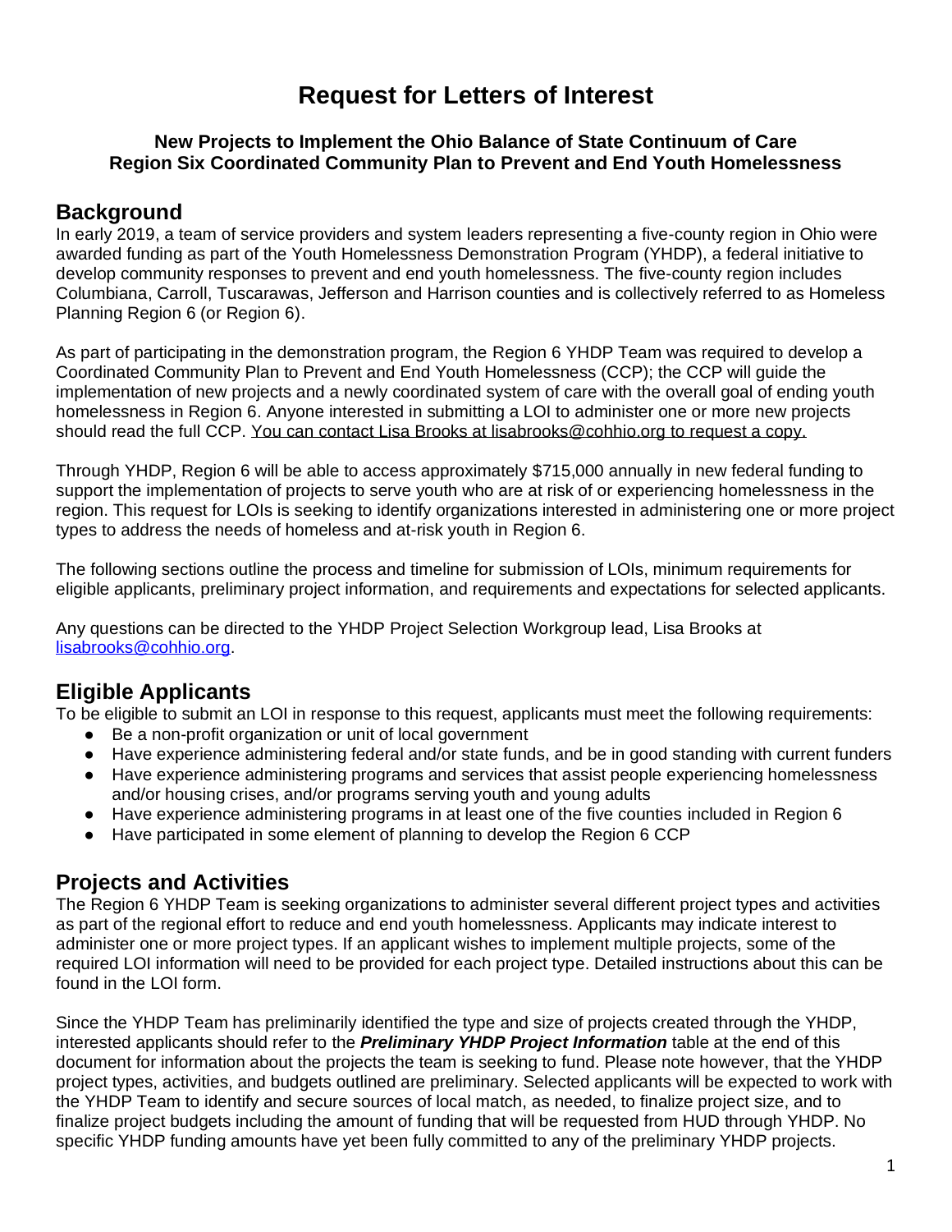# Request for Letters of Interest

**New Projects to Implement the Ohio Balance of State Continuum of Care Region Six Coordinated Community Plan to Prevent and End Youth Homelessness**

## Background

In early 2019, a team of service providers and system leaders representing a five-county region in Ohio were awarded funding as part of the Youth Homelessness Demonstration Program (YHDP), a federal initiative to develop community responses to prevent and end youth homelessness. The five-county region includes Columbiana, Carroll, Tuscarawas, Jefferson and Harrison counties and is collectively referred to as Homeless Planning Region 6 (or Region 6).

As part of participating in the demonstration program, the Region 6 YHDP Team was required to develop a Coordinated Community Plan to Prevent and End Youth Homelessness (CCP); the CCP will guide the implementation of new projects and a newly coordinated system of care with the overall goal of ending youth homelessness in Region 6. Anyone interested in submitting a LOI to administer one or more new projects should read the full CCP. You can contact Lisa Brooks at lisabrooks@cohhio.org to request a copy.

Through YHDP, Region 6 will be able to access approximately $715,000 annually in new federal funding to support the implementation of projects to serve youth who are at risk of or experiencing homelessness in the region. This request for LOIs is seeking to identify organizations interested in administering one or more project types to address the needs of homeless and at-risk youth in Region 6.

The following sections outline the process and timeline for submission of LOIs, minimum requirements for eligible applicants, preliminary project information, and requirements and expectations for selected applicants.

Any questions can be directed to the YHDP Project Selection Workgroup lead, Lisa Brooks at lisabrooks@cohhio.org.

## Eligible Applicants

To be eligible to submit an LOI in response to this request, applicants must meet the following requirements:

- Be a non-profit organization or unit of local government
- Have experience administering federal and/or state funds, and be in good standing with current funders
- Have experience administering programs and services that assist people experiencing homelessness and/or housing crises, and/or programs serving youth and young adults
- Have experience administering programs in at least one of the five counties included in Region 6
- Have participated in some element of planning to develop the Region 6 CCP

## Projects and Activities

The Region 6 YHDP Team is seeking organizations to administer several different project types and activities as part of the regional effort to reduce and end youth homelessness. Applicants may indicate interest to administer one or more project types. If an applicant wishes to implement multiple projects, some of the required LOI information will need to be provided for each project type. Detailed instructions about this can be found in the LOI form.

Since the YHDP Team has preliminarily identified the type and size of projects created through the YHDP, interested applicants should refer to the ***Preliminary YHDP Project Information*** table at the end of this document for information about the projects the team is seeking to fund. Please note however, that the YHDP project types, activities, and budgets outlined are preliminary. Selected applicants will be expected to work with the YHDP Team to identify and secure sources of local match, as needed, to finalize project size, and to finalize project budgets including the amount of funding that will be requested from HUD through YHDP. No specific YHDP funding amounts have yet been fully committed to any of the preliminary YHDP projects.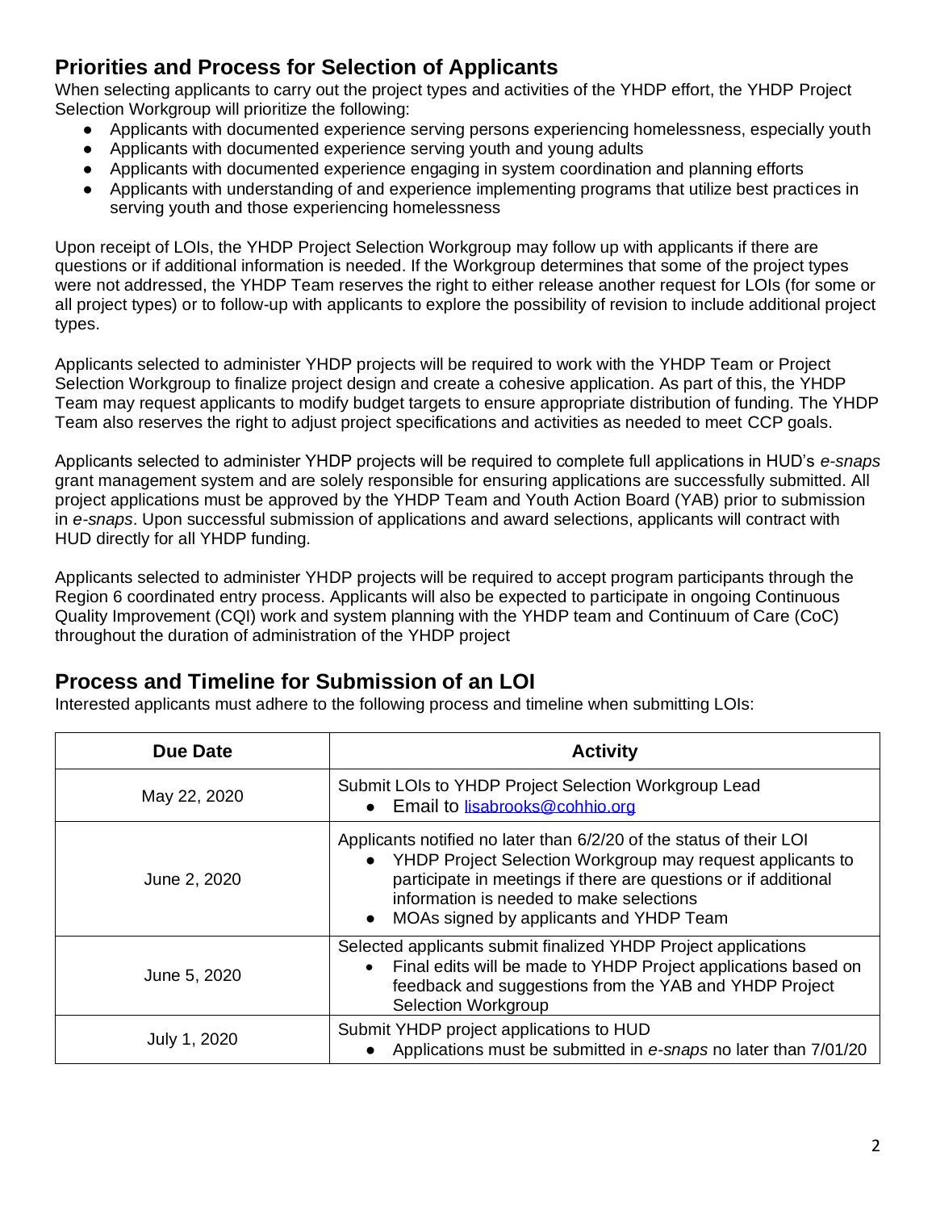## Priorities and Process for Selection of Applicants

When selecting applicants to carry out the project types and activities of the YHDP effort, the YHDP Project Selection Workgroup will prioritize the following:

- Applicants with documented experience serving persons experiencing homelessness, especially youth
- Applicants with documented experience serving youth and young adults
- Applicants with documented experience engaging in system coordination and planning efforts
- Applicants with understanding of and experience implementing programs that utilize best practices in serving youth and those experiencing homelessness

Upon receipt of LOIs, the YHDP Project Selection Workgroup may follow up with applicants if there are questions or if additional information is needed. If the Workgroup determines that some of the project types were not addressed, the YHDP Team reserves the right to either release another request for LOIs (for some or all project types) or to follow-up with applicants to explore the possibility of revision to include additional project types.

Applicants selected to administer YHDP projects will be required to work with the YHDP Team or Project Selection Workgroup to finalize project design and create a cohesive application. As part of this, the YHDP Team may request applicants to modify budget targets to ensure appropriate distribution of funding. The YHDP Team also reserves the right to adjust project specifications and activities as needed to meet CCP goals.

Applicants selected to administer YHDP projects will be required to complete full applications in HUD's *e-snaps* grant management system and are solely responsible for ensuring applications are successfully submitted. All project applications must be approved by the YHDP Team and Youth Action Board (YAB) prior to submission in *e-snaps*. Upon successful submission of applications and award selections, applicants will contract with HUD directly for all YHDP funding.

Applicants selected to administer YHDP projects will be required to accept program participants through the Region 6 coordinated entry process. Applicants will also be expected to participate in ongoing Continuous Quality Improvement (CQI) work and system planning with the YHDP team and Continuum of Care (CoC) throughout the duration of administration of the YHDP project

## Process and Timeline for Submission of an LOI

Interested applicants must adhere to the following process and timeline when submitting LOIs:

| Due Date | Activity |
|---|---|
| May 22, 2020 | Submit LOIs to YHDP Project Selection Workgroup Lead<br>• Email to lisabrooks@cohhio.org |
| June 2, 2020 | Applicants notified no later than 6/2/20 of the status of their LOI<br>• YHDP Project Selection Workgroup may request applicants to participate in meetings if there are questions or if additional information is needed to make selections<br>• MOAs signed by applicants and YHDP Team |
| June 5, 2020 | Selected applicants submit finalized YHDP Project applications<br>• Final edits will be made to YHDP Project applications based on feedback and suggestions from the YAB and YHDP Project Selection Workgroup |
| July 1, 2020 | Submit YHDP project applications to HUD<br>• Applications must be submitted in *e-snaps* no later than 7/01/20 |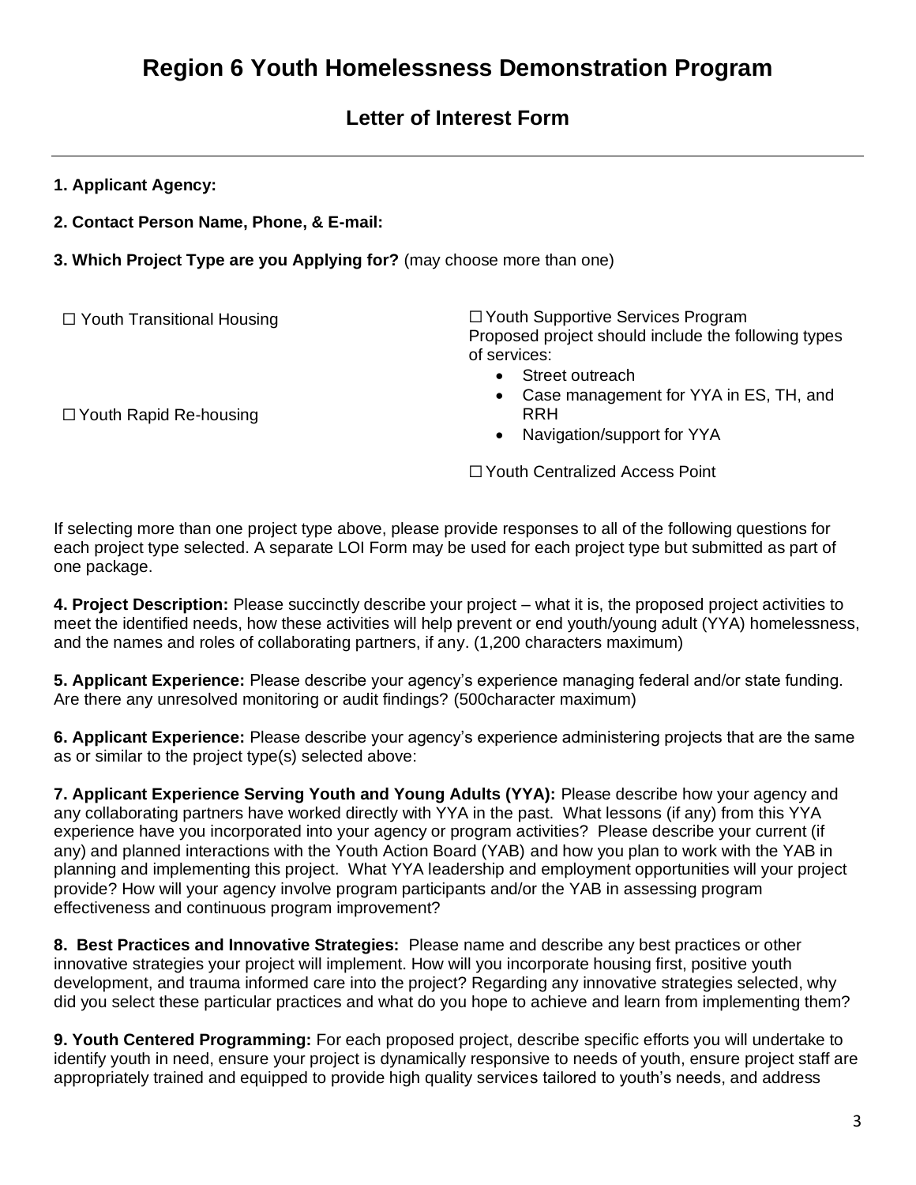# Region 6 Youth Homelessness Demonstration Program

## Letter of Interest Form

---

**1. Applicant Agency:**

**2. Contact Person Name, Phone, & E-mail:**

**3. Which Project Type are you Applying for?** (may choose more than one)

☐ Youth Transitional Housing

☐ Youth Rapid Re-housing

☐ Youth Supportive Services Program
Proposed project should include the following types of services:

- Street outreach
- Case management for YYA in ES, TH, and RRH
- Navigation/support for YYA

☐ Youth Centralized Access Point

If selecting more than one project type above, please provide responses to all of the following questions for each project type selected. A separate LOI Form may be used for each project type but submitted as part of one package.

**4. Project Description:** Please succinctly describe your project – what it is, the proposed project activities to meet the identified needs, how these activities will help prevent or end youth/young adult (YYA) homelessness, and the names and roles of collaborating partners, if any. (1,200 characters maximum)

**5. Applicant Experience:** Please describe your agency's experience managing federal and/or state funding. Are there any unresolved monitoring or audit findings? (500character maximum)

**6. Applicant Experience:** Please describe your agency's experience administering projects that are the same as or similar to the project type(s) selected above:

**7. Applicant Experience Serving Youth and Young Adults (YYA):** Please describe how your agency and any collaborating partners have worked directly with YYA in the past. What lessons (if any) from this YYA experience have you incorporated into your agency or program activities? Please describe your current (if any) and planned interactions with the Youth Action Board (YAB) and how you plan to work with the YAB in planning and implementing this project. What YYA leadership and employment opportunities will your project provide? How will your agency involve program participants and/or the YAB in assessing program effectiveness and continuous program improvement?

**8. Best Practices and Innovative Strategies:** Please name and describe any best practices or other innovative strategies your project will implement. How will you incorporate housing first, positive youth development, and trauma informed care into the project? Regarding any innovative strategies selected, why did you select these particular practices and what do you hope to achieve and learn from implementing them?

**9. Youth Centered Programming:** For each proposed project, describe specific efforts you will undertake to identify youth in need, ensure your project is dynamically responsive to needs of youth, ensure project staff are appropriately trained and equipped to provide high quality services tailored to youth's needs, and address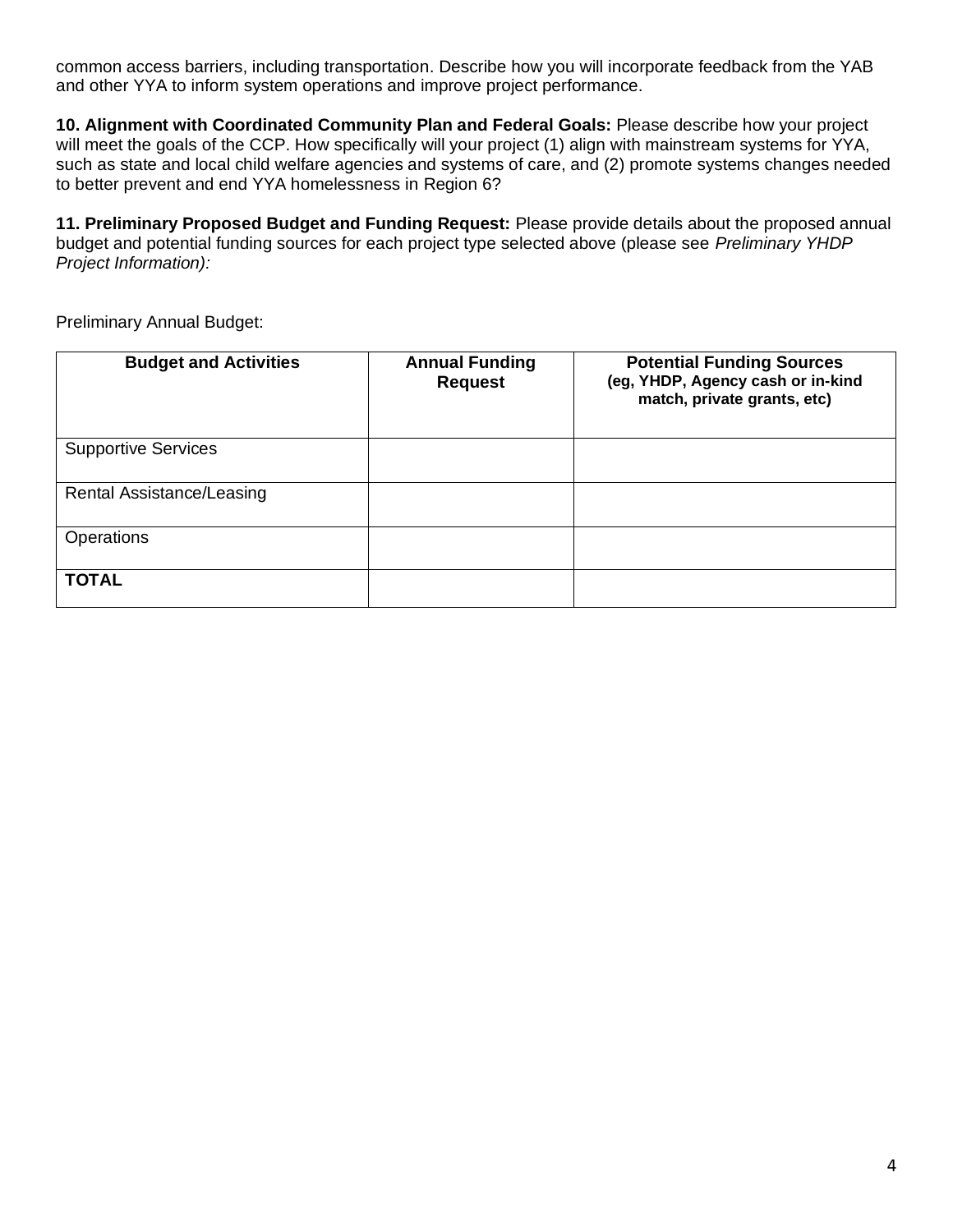common access barriers, including transportation. Describe how you will incorporate feedback from the YAB and other YYA to inform system operations and improve project performance.

**10. Alignment with Coordinated Community Plan and Federal Goals:** Please describe how your project will meet the goals of the CCP. How specifically will your project (1) align with mainstream systems for YYA, such as state and local child welfare agencies and systems of care, and (2) promote systems changes needed to better prevent and end YYA homelessness in Region 6?

**11. Preliminary Proposed Budget and Funding Request:** Please provide details about the proposed annual budget and potential funding sources for each project type selected above (please see *Preliminary YHDP Project Information):*

Preliminary Annual Budget:

| **Budget and Activities** | **Annual Funding Request** | **Potential Funding Sources** **(eg, YHDP, Agency cash or in-kind match, private grants, etc)** |
|---|---|---|
| Supportive Services | | |
| Rental Assistance/Leasing | | |
| Operations | | |
| **TOTAL** | | |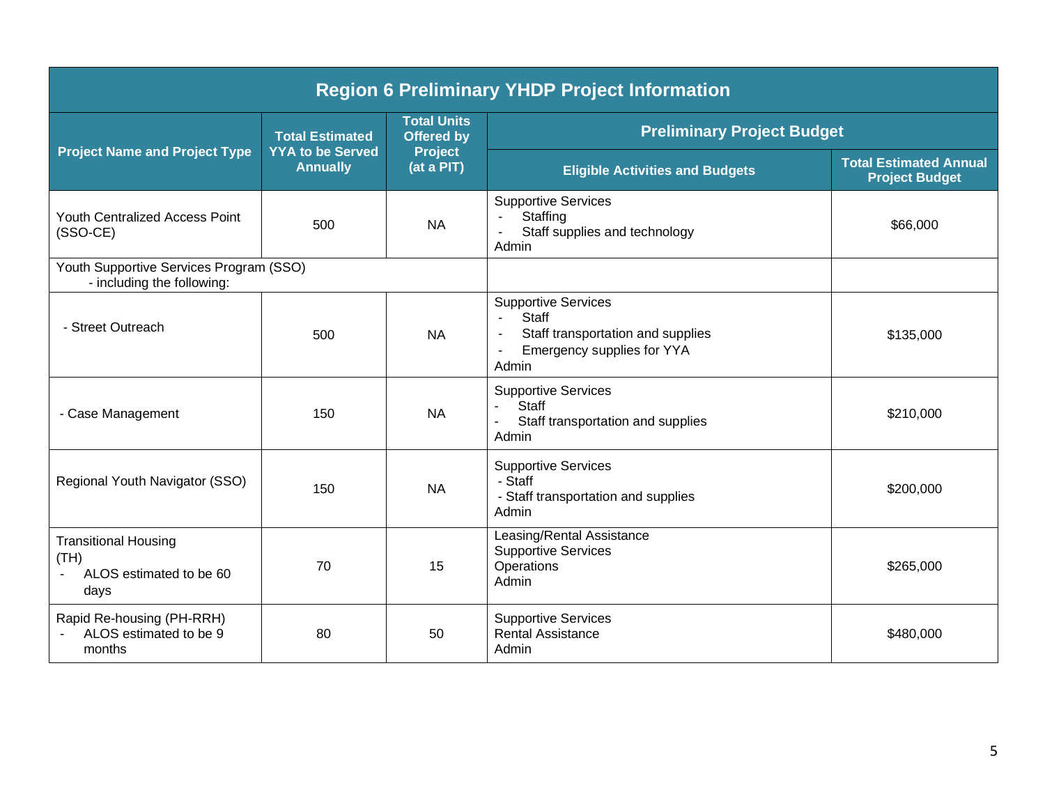| Region 6 Preliminary YHDP Project Information | | | | |
|---|---|---|---|---|
| Project Name and Project Type | Total Estimated YYA to be Served Annually | Total Units Offered by Project (at a PIT) | Preliminary Project Budget | |
| | | | Eligible Activities and Budgets | Total Estimated Annual Project Budget |
| Youth Centralized Access Point (SSO-CE) | 500 | NA | Supportive Services<br>- Staffing<br>- Staff supplies and technology<br>Admin | $66,000 |
| Youth Supportive Services Program (SSO)<br>- including the following: | | | | |
| - Street Outreach | 500 | NA | Supportive Services<br>- Staff<br>- Staff transportation and supplies<br>- Emergency supplies for YYA<br>Admin | $135,000 |
| - Case Management | 150 | NA | Supportive Services<br>- Staff<br>- Staff transportation and supplies<br>Admin | $210,000 |
| Regional Youth Navigator (SSO) | 150 | NA | Supportive Services<br>- Staff<br>- Staff transportation and supplies<br>Admin | $200,000 |
| Transitional Housing (TH)<br>- ALOS estimated to be 60 days | 70 | 15 | Leasing/Rental Assistance<br>Supportive Services<br>Operations<br>Admin | $265,000 |
| Rapid Re-housing (PH-RRH)<br>- ALOS estimated to be 9 months | 80 | 50 | Supportive Services<br>Rental Assistance<br>Admin | $480,000 |